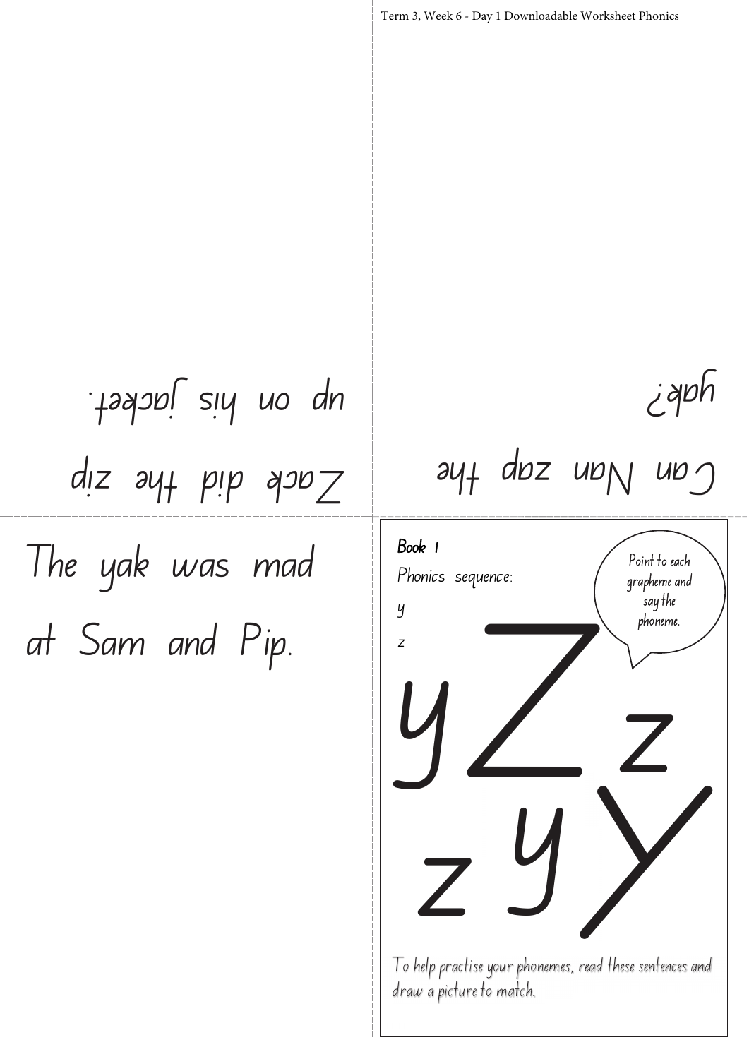## Book 1

Phonics sequence:

y

z

Point to each grapheme and say the phoneme.

y Z z

z y Y

To help practise your phonemes, read these sentences and draw a picture to match.

The yak was mad at Sam and Pip.

Zack did the zip up on his jacket.

Can Nan zap the yak?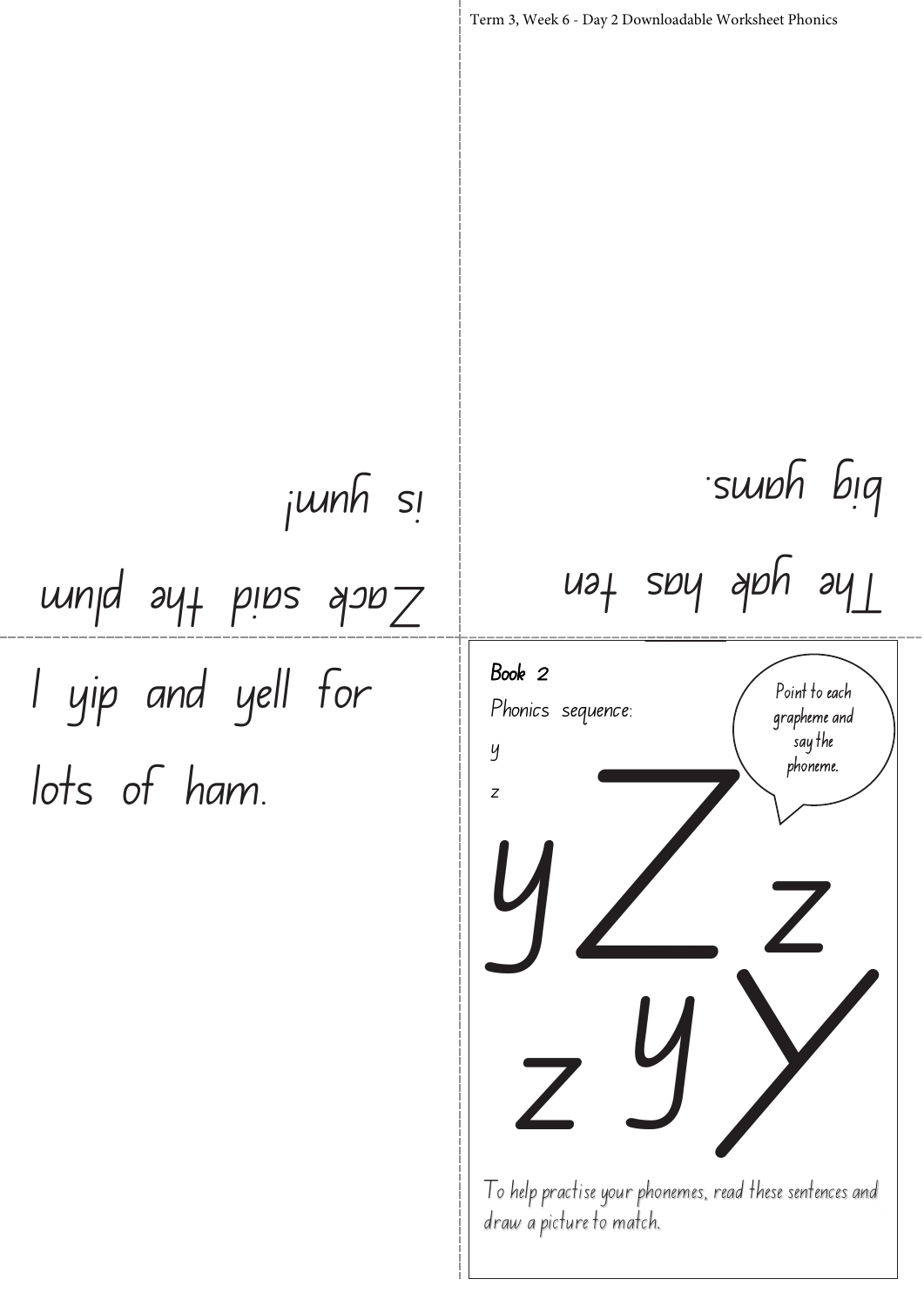**Book 2**

Phonics sequence:

y

z

Point to each grapheme and say the phoneme.

y Z z

z y Y

To help practise your phonemes, read these sentences and draw a picture to match.

I yip and yell for lots of ham.

The yak has ten big yams.

Zack said the plum is yum!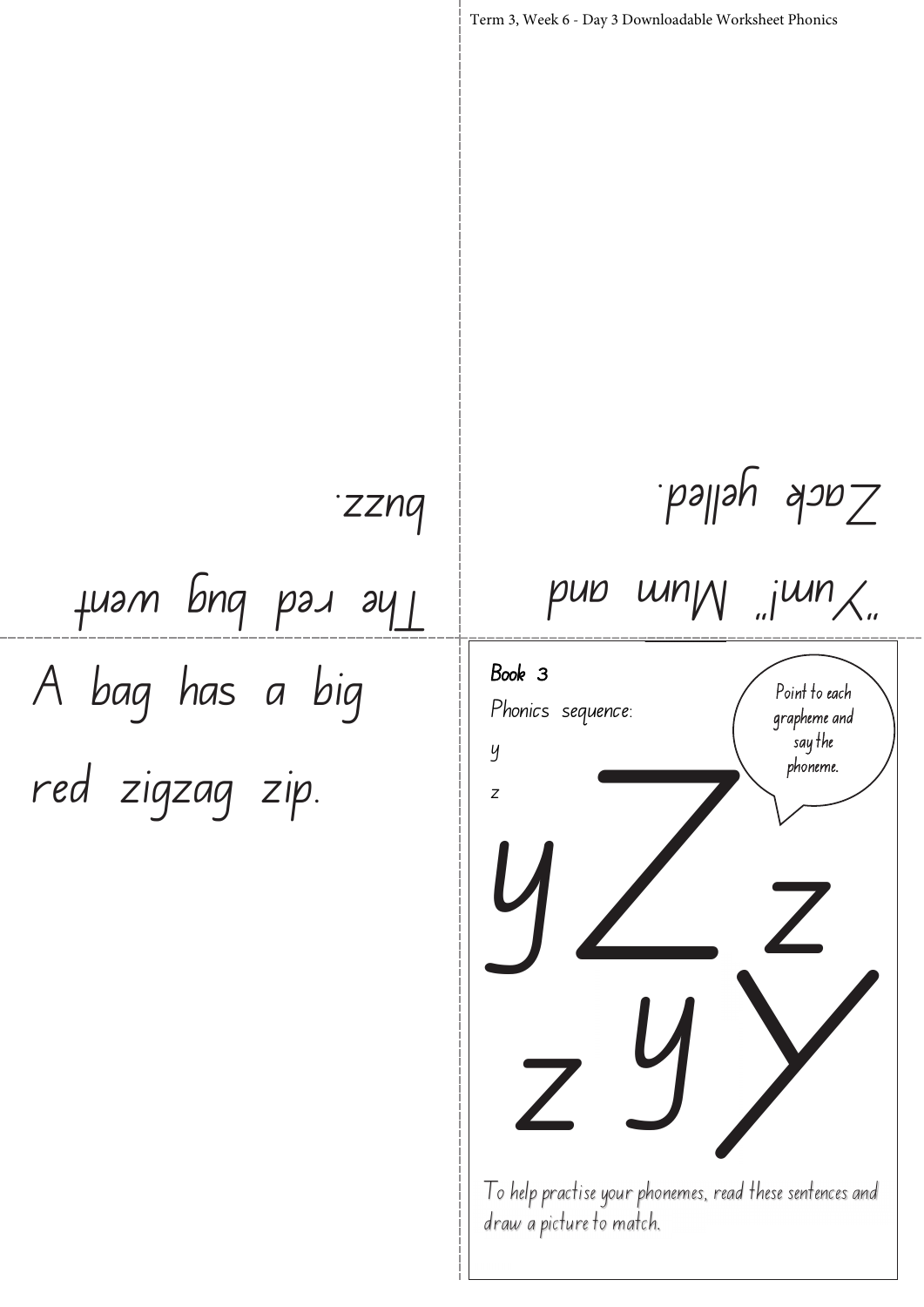"Yum!" Mum and Zack yelled.

The red bug went buzz.

A bag has a big red zigzag zip.

**Book 3**

Phonics sequence:

y

z

Point to each grapheme and say the phoneme.

y Z z z y Y

To help practise your phonemes, read these sentences and draw a picture to match.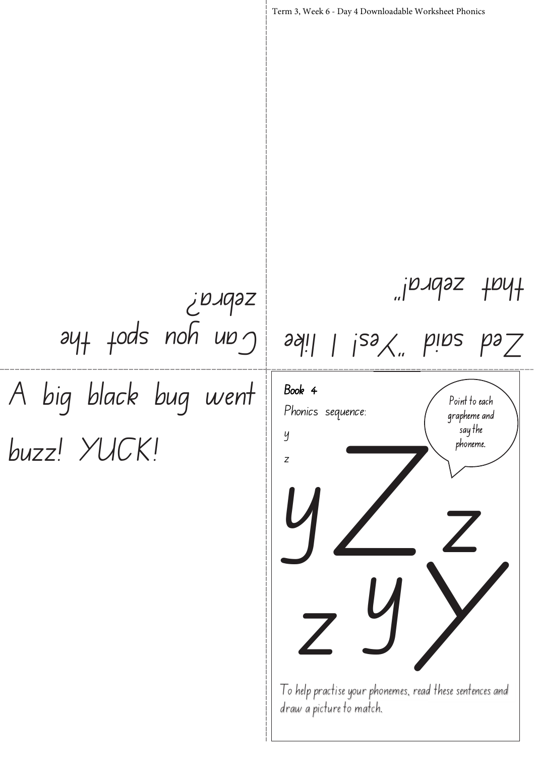Term 3, Week 6 - Day 4 Downloadable Worksheet Phonics

Can you spot the zebra?

Zed said "Yes! I like that zebra!"

A big black bug went buzz! YUCK!

**Book 4**

Phonics sequence:

y

z

Point to each grapheme and say the phoneme.

y Z z

z y Y

To help practise your phonemes, read these sentences and draw a picture to match.